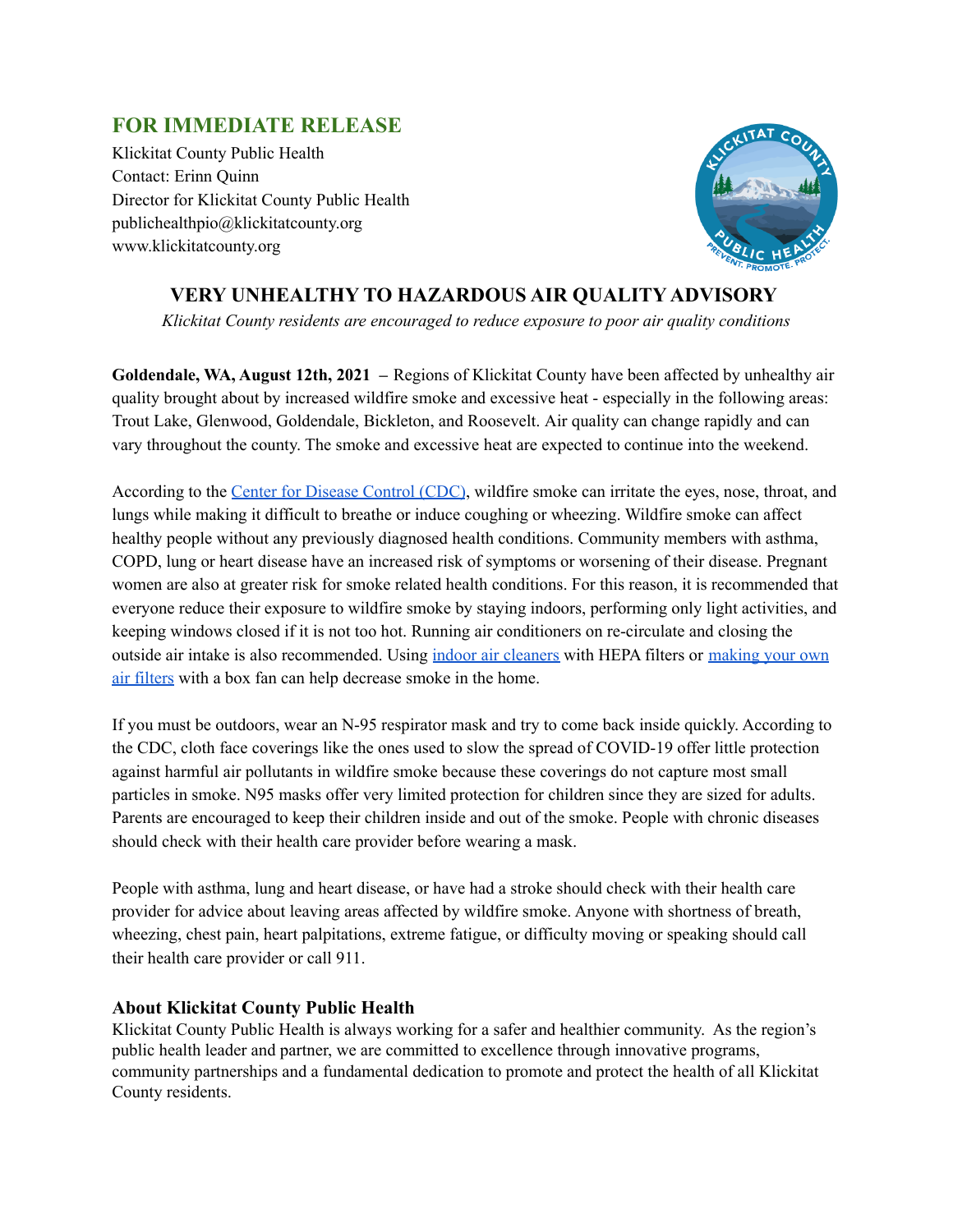## FOR IMMEDIATE RELEASE

Klickitat County Public Health
Contact: Erinn Quinn
Director for Klickitat County Public Health
publichealthpio@klickitatcounty.org
www.klickitatcounty.org

# VERY UNHEALTHY TO HAZARDOUS AIR QUALITY ADVISORY

*Klickitat County residents are encouraged to reduce exposure to poor air quality conditions*

**Goldendale, WA, August 12th, 2021** – Regions of Klickitat County have been affected by unhealthy air quality brought about by increased wildfire smoke and excessive heat - especially in the following areas: Trout Lake, Glenwood, Goldendale, Bickleton, and Roosevelt. Air quality can change rapidly and can vary throughout the county. The smoke and excessive heat are expected to continue into the weekend.

According to the Center for Disease Control (CDC), wildfire smoke can irritate the eyes, nose, throat, and lungs while making it difficult to breathe or induce coughing or wheezing. Wildfire smoke can affect healthy people without any previously diagnosed health conditions. Community members with asthma, COPD, lung or heart disease have an increased risk of symptoms or worsening of their disease. Pregnant women are also at greater risk for smoke related health conditions. For this reason, it is recommended that everyone reduce their exposure to wildfire smoke by staying indoors, performing only light activities, and keeping windows closed if it is not too hot. Running air conditioners on re-circulate and closing the outside air intake is also recommended. Using indoor air cleaners with HEPA filters or making your own air filters with a box fan can help decrease smoke in the home.

If you must be outdoors, wear an N-95 respirator mask and try to come back inside quickly. According to the CDC, cloth face coverings like the ones used to slow the spread of COVID-19 offer little protection against harmful air pollutants in wildfire smoke because these coverings do not capture most small particles in smoke. N95 masks offer very limited protection for children since they are sized for adults. Parents are encouraged to keep their children inside and out of the smoke. People with chronic diseases should check with their health care provider before wearing a mask.

People with asthma, lung and heart disease, or have had a stroke should check with their health care provider for advice about leaving areas affected by wildfire smoke. Anyone with shortness of breath, wheezing, chest pain, heart palpitations, extreme fatigue, or difficulty moving or speaking should call their health care provider or call 911.

### About Klickitat County Public Health

Klickitat County Public Health is always working for a safer and healthier community. As the region's public health leader and partner, we are committed to excellence through innovative programs, community partnerships and a fundamental dedication to promote and protect the health of all Klickitat County residents.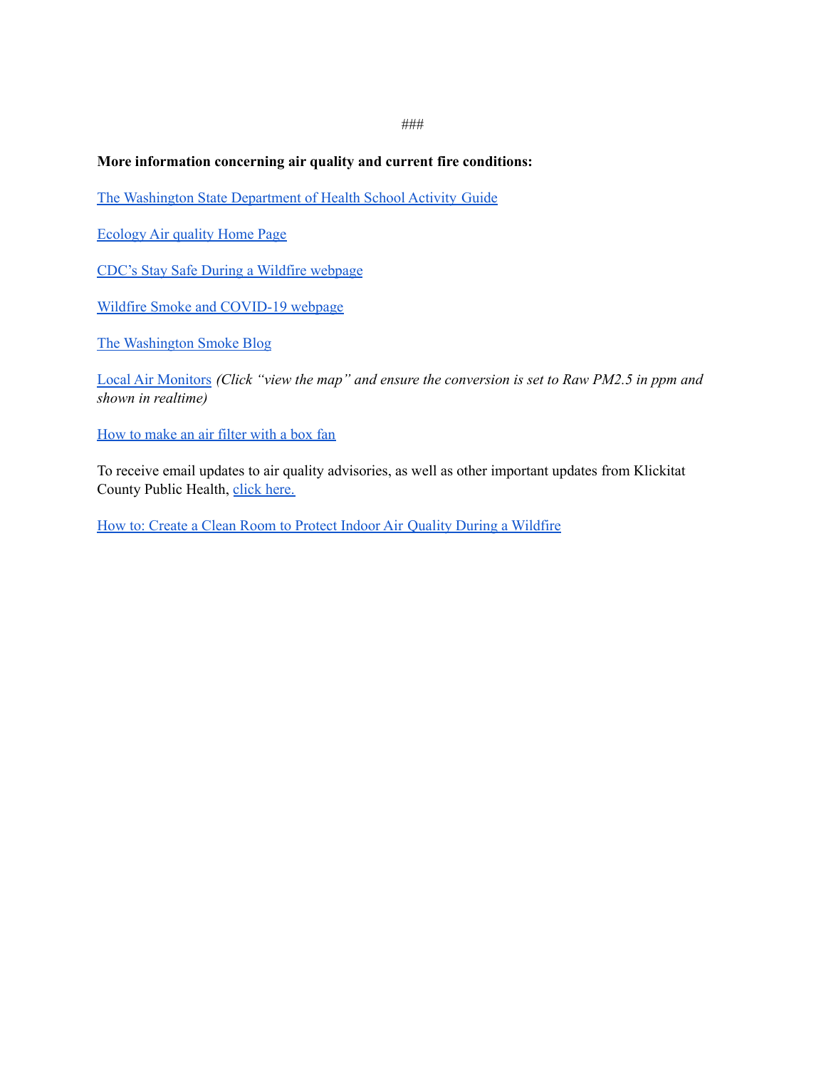###

**More information concerning air quality and current fire conditions:**

The Washington State Department of Health School Activity Guide

Ecology Air quality Home Page

CDC's Stay Safe During a Wildfire webpage

Wildfire Smoke and COVID-19 webpage

The Washington Smoke Blog

Local Air Monitors *(Click "view the map" and ensure the conversion is set to Raw PM2.5 in ppm and shown in realtime)*

How to make an air filter with a box fan

To receive email updates to air quality advisories, as well as other important updates from Klickitat County Public Health, click here.

How to: Create a Clean Room to Protect Indoor Air Quality During a Wildfire